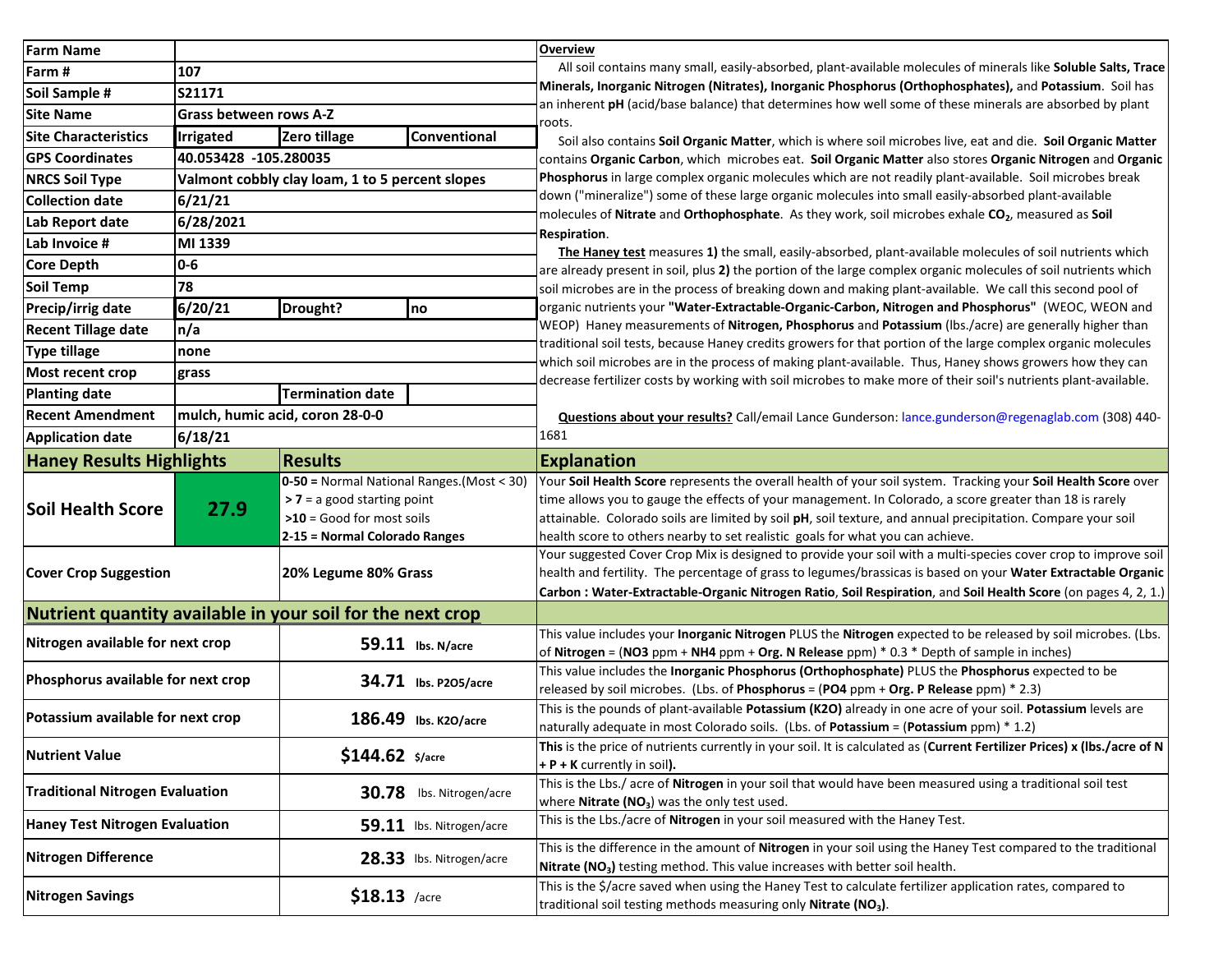| Farm Name | | | |
|---|---|---|---|
| Farm # | 107 | | |
| Soil Sample # | S21171 | | |
| Site Name | Grass between rows A-Z | | |
| Site Characteristics | Irrigated | Zero tillage | Conventional |
| GPS Coordinates | 40.053428 -105.280035 | | |
| NRCS Soil Type | Valmont cobbly clay loam, 1 to 5 percent slopes | | |
| Collection date | 6/21/21 | | |
| Lab Report date | 6/28/2021 | | |
| Lab Invoice # | MI 1339 | | |
| Core Depth | 0-6 | | |
| Soil Temp | 78 | | |
| Precip/irrig date | 6/20/21 | Drought? | no |
| Recent Tillage date | n/a | | |
| Type tillage | none | | |
| Most recent crop | grass | | |
| Planting date | | Termination date | |
| Recent Amendment | mulch, humic acid, coron 28-0-0 | | |
| Application date | 6/18/21 | | |

**Overview**

All soil contains many small, easily-absorbed, plant-available molecules of minerals like **Soluble Salts, Trace Minerals, Inorganic Nitrogen (Nitrates), Inorganic Phosphorus (Orthophosphates),** and **Potassium**. Soil has an inherent **pH** (acid/base balance) that determines how well some of these minerals are absorbed by plant roots.

Soil also contains **Soil Organic Matter**, which is where soil microbes live, eat and die. **Soil Organic Matter** contains **Organic Carbon**, which microbes eat. **Soil Organic Matter** also stores **Organic Nitrogen** and **Organic Phosphorus** in large complex organic molecules which are not readily plant-available. Soil microbes break down ("mineralize") some of these large organic molecules into small easily-absorbed plant-available molecules of **Nitrate** and **Orthophosphate**. As they work, soil microbes exhale **$CO_2$**, measured as **Soil Respiration**.

**The Haney test** measures **1)** the small, easily-absorbed, plant-available molecules of soil nutrients which are already present in soil, plus **2)** the portion of the large complex organic molecules of soil nutrients which soil microbes are in the process of breaking down and making plant-available. We call this second pool of organic nutrients your **"Water-Extractable-Organic-Carbon, Nitrogen and Phosphorus"** (WEOC, WEON and WEOP) Haney measurements of **Nitrogen, Phosphorus** and **Potassium** (lbs./acre) are generally higher than traditional soil tests, because Haney credits growers for that portion of the large complex organic molecules which soil microbes are in the process of making plant-available. Thus, Haney shows growers how they can decrease fertilizer costs by working with soil microbes to make more of their soil's nutrients plant-available.

**Questions about your results?** Call/email Lance Gunderson: lance.gunderson@regenaglab.com (308) 440-1681

| Haney Results Highlights | | Results | Explanation |
|---|---|---|---|
| Soil Health Score | 27.9 | **0-50 =** Normal National Ranges.(Most < 30)<br>**> 7** = a good starting point<br>**>10** = Good for most soils<br>**2-15 = Normal Colorado Ranges** | Your **Soil Health Score** represents the overall health of your soil system. Tracking your **Soil Health Score** over time allows you to gauge the effects of your management. In Colorado, a score greater than 18 is rarely attainable. Colorado soils are limited by soil **pH**, soil texture, and annual precipitation. Compare your soil health score to others nearby to set realistic goals for what you can achieve. |
| Cover Crop Suggestion | | 20% Legume 80% Grass | Your suggested Cover Crop Mix is designed to provide your soil with a multi-species cover crop to improve soil health and fertility. The percentage of grass to legumes/brassicas is based on your **Water Extractable Organic Carbon : Water-Extractable-Organic Nitrogen Ratio**, **Soil Respiration**, and **Soil Health Score** (on pages 4, 2, 1.) |

| Nutrient quantity available in your soil for the next crop | | |
|---|---|---|
| Nitrogen available for next crop | **59.11** lbs. N/acre | This value includes your **Inorganic Nitrogen** PLUS the **Nitrogen** expected to be released by soil microbes. (Lbs. of **Nitrogen** = (**NO3** ppm + **NH4** ppm + **Org. N Release** ppm) * 0.3 * Depth of sample in inches) |
| Phosphorus available for next crop | **34.71** lbs. P2O5/acre | This value includes the **Inorganic Phosphorus (Orthophosphate)** PLUS the **Phosphorus** expected to be released by soil microbes. (Lbs. of **Phosphorus** = (**PO4** ppm + **Org. P Release** ppm) * 2.3) |
| Potassium available for next crop | **186.49** lbs. K2O/acre | This is the pounds of plant-available **Potassium (K2O)** already in one acre of your soil. **Potassium** levels are naturally adequate in most Colorado soils. (Lbs. of **Potassium** = (**Potassium** ppm) * 1.2) |
| Nutrient Value | **$144.62** $/acre | **This** is the price of nutrients currently in your soil. It is calculated as (**Current Fertilizer Prices) x (lbs./acre of N + P + K** currently in soil**).** |
| Traditional Nitrogen Evaluation | **30.78** lbs. Nitrogen/acre | This is the Lbs./ acre of **Nitrogen** in your soil that would have been measured using a traditional soil test where **Nitrate ($NO_3$)** was the only test used. |
| Haney Test Nitrogen Evaluation | **59.11** lbs. Nitrogen/acre | This is the Lbs./acre of **Nitrogen** in your soil measured with the Haney Test. |
| Nitrogen Difference | **28.33** lbs. Nitrogen/acre | This is the difference in the amount of **Nitrogen** in your soil using the Haney Test compared to the traditional **Nitrate ($NO_3$)** testing method. This value increases with better soil health. |
| Nitrogen Savings | **$18.13** /acre | This is the $/acre saved when using the Haney Test to calculate fertilizer application rates, compared to traditional soil testing methods measuring only **Nitrate ($NO_3$)**. |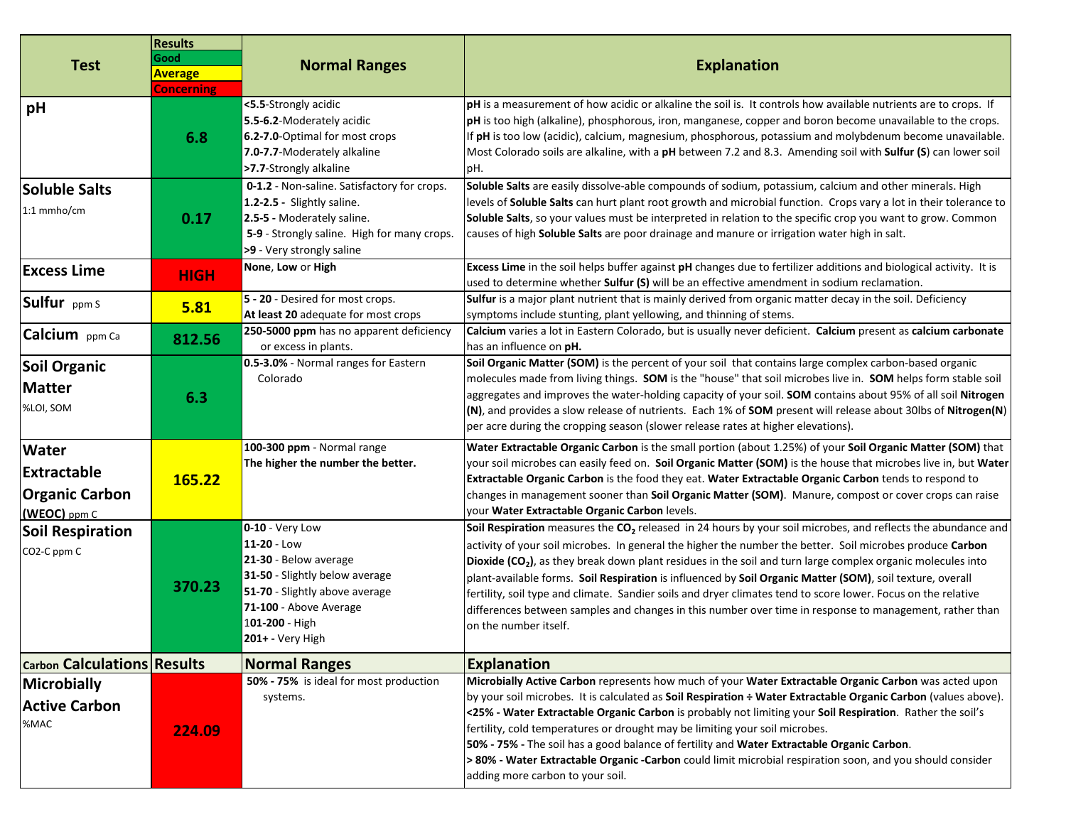| Test | Results (Good / Average / Concerning) | Normal Ranges | Explanation |
|---|---|---|---|
| **pH** | 6.8 | **<5.5**-Strongly acidic<br>**5.5-6.2**-Moderately acidic<br>**6.2-7.0**-Optimal for most crops<br>**7.0-7.7**-Moderately alkaline<br>**>7.7**-Strongly alkaline | **pH** is a measurement of how acidic or alkaline the soil is. It controls how available nutrients are to crops. If **pH** is too high (alkaline), phosphorous, iron, manganese, copper and boron become unavailable to the crops. If **pH** is too low (acidic), calcium, magnesium, phosphorous, potassium and molybdenum become unavailable. Most Colorado soils are alkaline, with a **pH** between 7.2 and 8.3. Amending soil with **Sulfur (S**) can lower soil pH. |
| **Soluble Salts** 1:1 mmho/cm | 0.17 | **0-1.2** - Non-saline. Satisfactory for crops.<br>**1.2-2.5** - Slightly saline.<br>**2.5-5** - Moderately saline.<br>**5-9** - Strongly saline. High for many crops.<br>**>9** - Very strongly saline | **Soluble Salts** are easily dissolve-able compounds of sodium, potassium, calcium and other minerals. High levels of **Soluble Salts** can hurt plant root growth and microbial function. Crops vary a lot in their tolerance to **Soluble Salts**, so your values must be interpreted in relation to the specific crop you want to grow. Common causes of high **Soluble Salts** are poor drainage and manure or irrigation water high in salt. |
| **Excess Lime** | HIGH | **None**, **Low** or **High** | **Excess Lime** in the soil helps buffer against **pH** changes due to fertilizer additions and biological activity. It is used to determine whether **Sulfur (S)** will be an effective amendment in sodium reclamation. |
| **Sulfur** ppm S | 5.81 | **5 - 20** - Desired for most crops.<br>**At least 20** adequate for most crops | **Sulfur** is a major plant nutrient that is mainly derived from organic matter decay in the soil. Deficiency symptoms include stunting, plant yellowing, and thinning of stems. |
| **Calcium** ppm Ca | 812.56 | **250-5000 ppm** has no apparent deficiency or excess in plants. | **Calcium** varies a lot in Eastern Colorado, but is usually never deficient. **Calcium** present as **calcium carbonate** has an influence on **pH.** |
| **Soil Organic Matter** %LOI, SOM | 6.3 | **0.5-3.0%** - Normal ranges for Eastern Colorado | **Soil Organic Matter (SOM)** is the percent of your soil that contains large complex carbon-based organic molecules made from living things. **SOM** is the "house" that soil microbes live in. **SOM** helps form stable soil aggregates and improves the water-holding capacity of your soil. **SOM** contains about 95% of all soil **Nitrogen (N)**, and provides a slow release of nutrients. Each 1% of **SOM** present will release about 30lbs of **Nitrogen(N)** per acre during the cropping season (slower release rates at higher elevations). |
| **Water Extractable Organic Carbon (WEOC)** ppm C | 165.22 | **100-300 ppm** - Normal range<br>**The higher the number the better.** | **Water Extractable Organic Carbon** is the small portion (about 1.25%) of your **Soil Organic Matter (SOM)** that your soil microbes can easily feed on. **Soil Organic Matter (SOM)** is the house that microbes live in, but **Water Extractable Organic Carbon** is the food they eat. **Water Extractable Organic Carbon** tends to respond to changes in management sooner than **Soil Organic Matter (SOM)**. Manure, compost or cover crops can raise your **Water Extractable Organic Carbon** levels. |
| **Soil Respiration** $CO_2$-C ppm C | 370.23 | **0-10** - Very Low<br>**11-20** - Low<br>**21-30** - Below average<br>**31-50** - Slightly below average<br>**51-70** - Slightly above average<br>**71-100** - Above Average<br>**101-200** - High<br>**201+** - Very High | **Soil Respiration** measures the $CO_2$ released in 24 hours by your soil microbes, and reflects the abundance and activity of your soil microbes. In general the higher the number the better. Soil microbes produce **Carbon Dioxide ($CO_2$)**, as they break down plant residues in the soil and turn large complex organic molecules into plant-available forms. **Soil Respiration** is influenced by **Soil Organic Matter (SOM)**, soil texture, overall fertility, soil type and climate. Sandier soils and dryer climates tend to score lower. Focus on the relative differences between samples and changes in this number over time in response to management, rather than on the number itself. |

| Carbon Calculations | Results | Normal Ranges | Explanation |
|---|---|---|---|
| **Microbially Active Carbon** %MAC | 224.09 | **50% - 75%** is ideal for most production systems. | **Microbially Active Carbon** represents how much of your **Water Extractable Organic Carbon** was acted upon by your soil microbes. It is calculated as **Soil Respiration ÷ Water Extractable Organic Carbon** (values above).<br>**<25% - Water Extractable Organic Carbon** is probably not limiting your **Soil Respiration**. Rather the soil's fertility, cold temperatures or drought may be limiting your soil microbes.<br>**50% - 75% -** The soil has a good balance of fertility and **Water Extractable Organic Carbon**.<br>**> 80% - Water Extractable Organic -Carbon** could limit microbial respiration soon, and you should consider adding more carbon to your soil. |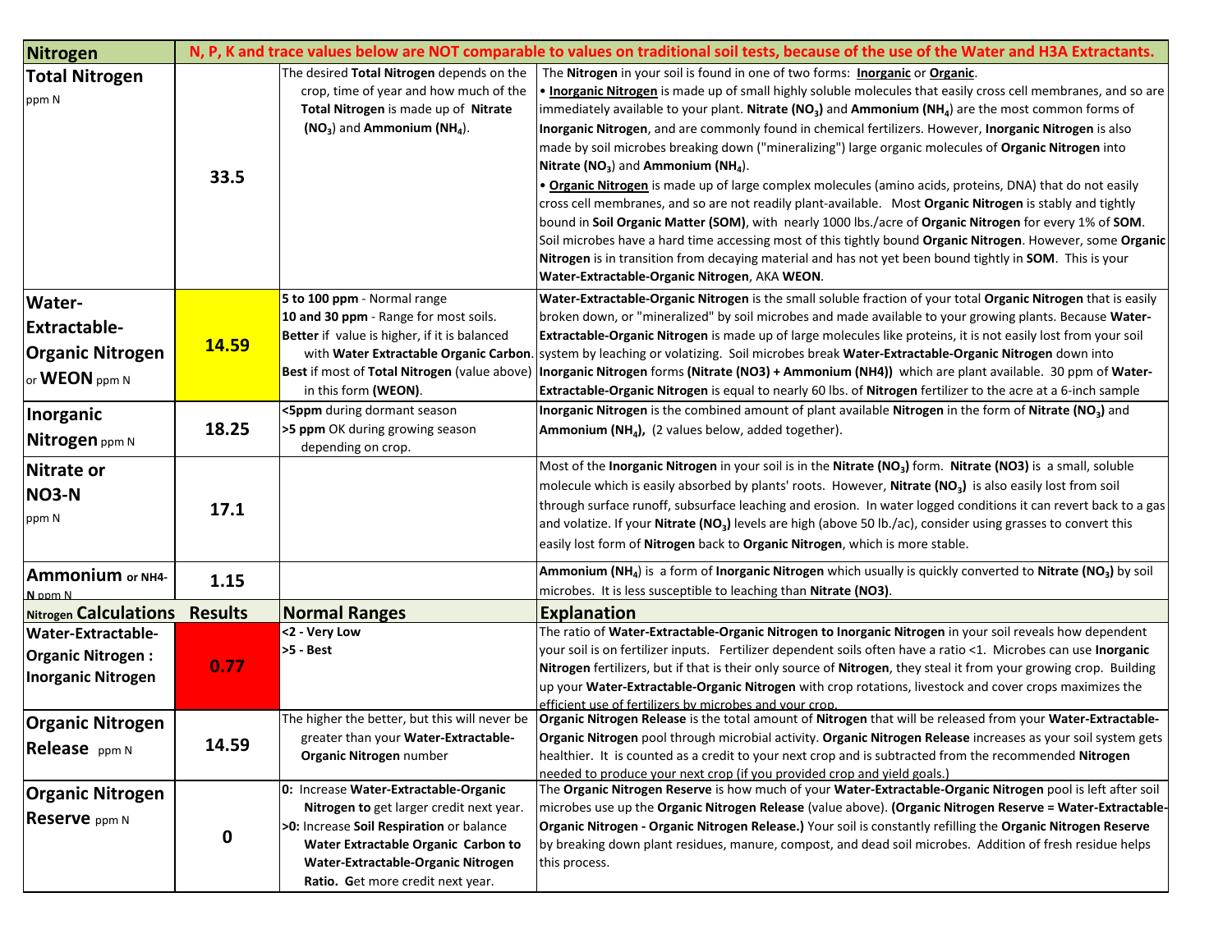| Nitrogen | N, P, K and trace values below are NOT comparable to values on traditional soil tests, because of the use of the Water and H3A Extractants. | | |
|---|---|---|---|
| **Total Nitrogen** ppm N | 33.5 | The desired **Total Nitrogen** depends on the crop, time of year and how much of the **Total Nitrogen** is made up of **Nitrate ($NO_3$)** and **Ammonium ($NH_4$)**. | The **Nitrogen** in your soil is found in one of two forms: **Inorganic** or **Organic**.<br>• **Inorganic Nitrogen** is made up of small highly soluble molecules that easily cross cell membranes, and so are immediately available to your plant. **Nitrate ($NO_3$)** and **Ammonium ($NH_4$)** are the most common forms of **Inorganic Nitrogen**, and are commonly found in chemical fertilizers. However, **Inorganic Nitrogen** is also made by soil microbes breaking down ("mineralizing") large organic molecules of **Organic Nitrogen** into **Nitrate ($NO_3$)** and **Ammonium ($NH_4$)**.<br>• **Organic Nitrogen** is made up of large complex molecules (amino acids, proteins, DNA) that do not easily cross cell membranes, and so are not readily plant-available. Most **Organic Nitrogen** is stably and tightly bound in **Soil Organic Matter (SOM)**, with nearly 1000 lbs./acre of **Organic Nitrogen** for every 1% of **SOM**. Soil microbes have a hard time accessing most of this tightly bound **Organic Nitrogen**. However, some **Organic Nitrogen** is in transition from decaying material and has not yet been bound tightly in **SOM**. This is your **Water-Extractable-Organic Nitrogen**, AKA **WEON**. |
| **Water-Extractable-Organic Nitrogen** or **WEON** ppm N | 14.59 | **5 to 100 ppm** - Normal range<br>**10 and 30 ppm** - Range for most soils.<br>**Better** if value is higher, if it is balanced with **Water Extractable Organic Carbon**.<br>**Best** if most of **Total Nitrogen** (value above) in this form **(WEON)**. | **Water-Extractable-Organic Nitrogen** is the small soluble fraction of your total **Organic Nitrogen** that is easily broken down, or "mineralized" by soil microbes and made available to your growing plants. Because **Water-Extractable-Organic Nitrogen** is made up of large molecules like proteins, it is not easily lost from your soil system by leaching or volatizing. Soil microbes break **Water-Extractable-Organic Nitrogen** down into **Inorganic Nitrogen** forms **(Nitrate (NO3) + Ammonium (NH4))** which are plant available. 30 ppm of **Water-Extractable-Organic Nitrogen** is equal to nearly 60 lbs. of **Nitrogen** fertilizer to the acre at a 6-inch sample |
| **Inorganic Nitrogen** ppm N | 18.25 | **<5ppm** during dormant season<br>**>5 ppm** OK during growing season depending on crop. | **Inorganic Nitrogen** is the combined amount of plant available **Nitrogen** in the form of **Nitrate ($NO_3$)** and **Ammonium ($NH_4$),** (2 values below, added together). |
| **Nitrate or NO3-N** ppm N | 17.1 | | Most of the **Inorganic Nitrogen** in your soil is in the **Nitrate ($NO_3$)** form. **Nitrate (NO3)** is a small, soluble molecule which is easily absorbed by plants' roots. However, **Nitrate ($NO_3$)** is also easily lost from soil through surface runoff, subsurface leaching and erosion. In water logged conditions it can revert back to a gas and volatize. If your **Nitrate ($NO_3$)** levels are high (above 50 lb./ac), consider using grasses to convert this easily lost form of **Nitrogen** back to **Organic Nitrogen**, which is more stable. |
| **Ammonium** or NH4-N ppm N | 1.15 | | **Ammonium ($NH_4$)** is a form of **Inorganic Nitrogen** which usually is quickly converted to **Nitrate ($NO_3$)** by soil microbes. It is less susceptible to leaching than **Nitrate (NO3)**. |
| **Nitrogen Calculations** | **Results** | **Normal Ranges** | **Explanation** |
| **Water-Extractable-Organic Nitrogen : Inorganic Nitrogen** | 0.77 | **<2 - Very Low**<br>**>5 - Best** | The ratio of **Water-Extractable-Organic Nitrogen to Inorganic Nitrogen** in your soil reveals how dependent your soil is on fertilizer inputs. Fertilizer dependent soils often have a ratio <1. Microbes can use **Inorganic Nitrogen** fertilizers, but if that is their only source of **Nitrogen**, they steal it from your growing crop. Building up your **Water-Extractable-Organic Nitrogen** with crop rotations, livestock and cover crops maximizes the efficient use of fertilizers by microbes and your crop. |
| **Organic Nitrogen Release** ppm N | 14.59 | The higher the better, but this will never be greater than your **Water-Extractable-Organic Nitrogen** number | **Organic Nitrogen Release** is the total amount of **Nitrogen** that will be released from your **Water-Extractable-Organic Nitrogen** pool through microbial activity. **Organic Nitrogen Release** increases as your soil system gets healthier. It is counted as a credit to your next crop and is subtracted from the recommended **Nitrogen** needed to produce your next crop (if you provided crop and yield goals.) |
| **Organic Nitrogen Reserve** ppm N | 0 | **0:** Increase **Water-Extractable-Organic Nitrogen to** get larger credit next year.<br>**>0:** Increase **Soil Respiration** or balance **Water Extractable Organic Carbon to Water-Extractable-Organic Nitrogen Ratio. G**et more credit next year. | The **Organic Nitrogen Reserve** is how much of your **Water-Extractable-Organic Nitrogen** pool is left after soil microbes use up the **Organic Nitrogen Release** (value above). **(Organic Nitrogen Reserve = Water-Extractable-Organic Nitrogen - Organic Nitrogen Release.)** Your soil is constantly refilling the **Organic Nitrogen Reserve** by breaking down plant residues, manure, compost, and dead soil microbes. Addition of fresh residue helps this process. |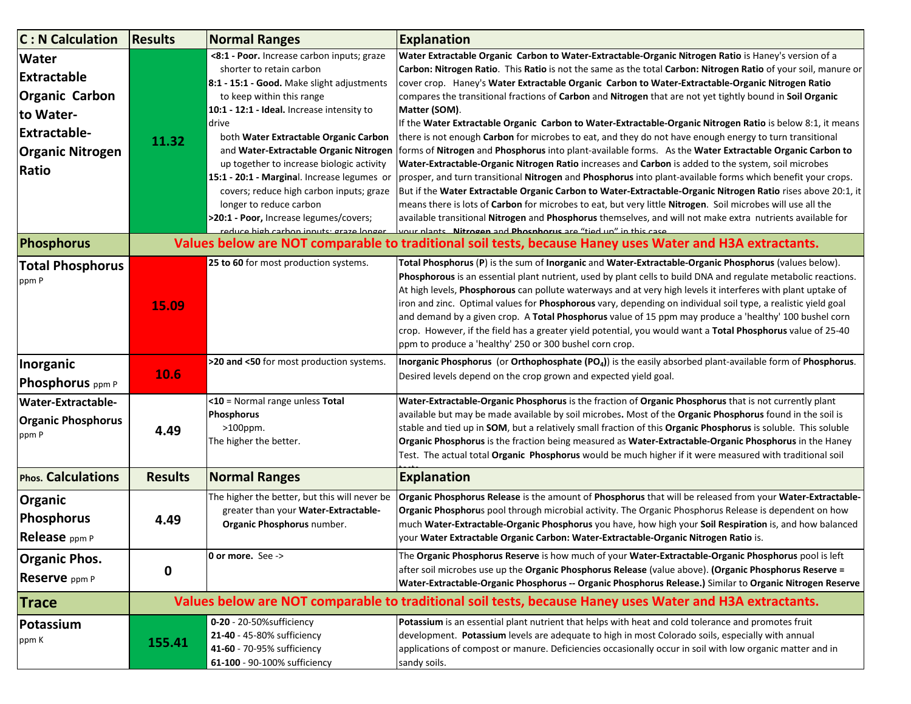| C : N Calculation | Results | Normal Ranges | Explanation |
|---|---|---|---|
| **Water Extractable Organic Carbon to Water-Extractable-Organic Nitrogen Ratio** | 11.32 | **<8:1 - Poor.** Increase carbon inputs; graze shorter to retain carbon<br>**8:1 - 15:1 - Good.** Make slight adjustments to keep within this range<br>**10:1 - 12:1 - Ideal.** Increase intensity to drive both **Water Extractable Organic Carbon** and **Water-Extractable-Organic Nitrogen** up together to increase biologic activity<br>**15:1 - 20:1 - Marginal**. Increase legumes or covers; reduce high carbon inputs; graze longer to reduce carbon<br>**>20:1 - Poor,** Increase legumes/covers; reduce high carbon inputs; graze longer | **Water Extractable Organic Carbon to Water-Extractable-Organic Nitrogen Ratio** is Haney's version of a **Carbon: Nitrogen Ratio**. This **Ratio** is not the same as the total **Carbon: Nitrogen Ratio** of your soil, manure or cover crop. Haney's **Water Extractable Organic Carbon to Water-Extractable-Organic Nitrogen Ratio** compares the transitional fractions of **Carbon** and **Nitrogen** that are not yet tightly bound in **Soil Organic Matter (SOM)**.<br>If the **Water Extractable Organic Carbon to Water-Extractable-Organic Nitrogen Ratio** is below 8:1, it means there is not enough **Carbon** for microbes to eat, and they do not have enough energy to turn transitional forms of **Nitrogen** and **Phosphorus** into plant-available forms. As the **Water Extractable Organic Carbon to Water-Extractable-Organic Nitrogen Ratio** increases and **Carbon** is added to the system, soil microbes prosper, and turn transitional **Nitrogen** and **Phosphorus** into plant-available forms which benefit your crops. But if the **Water Extractable Organic Carbon to Water-Extractable-Organic Nitrogen Ratio** rises above 20:1, it means there is lots of **Carbon** for microbes to eat, but very little **Nitrogen**. Soil microbes will use all the available transitional **Nitrogen** and **Phosphorus** themselves, and will not make extra nutrients available for your plants. **Nitrogen** and **Phosphorus** are "tied up" in this case. |
| **Phosphorus** | **Values below are NOT comparable to traditional soil tests, because Haney uses Water and H3A extractants.** | | |
| **Total Phosphorus** ppm P | 15.09 | **25 to 60** for most production systems. | **Total Phosphorus** (**P**) is the sum of **Inorganic** and **Water-Extractable-Organic Phosphorus** (values below). **Phosphorous** is an essential plant nutrient, used by plant cells to build DNA and regulate metabolic reactions. At high levels, **Phosphorous** can pollute waterways and at very high levels it interferes with plant uptake of iron and zinc. Optimal values for **Phosphorous** vary, depending on individual soil type, a realistic yield goal and demand by a given crop. A **Total Phosphorus** value of 15 ppm may produce a 'healthy' 100 bushel corn crop. However, if the field has a greater yield potential, you would want a **Total Phosphorus** value of 25-40 ppm to produce a 'healthy' 250 or 300 bushel corn crop. |
| **Inorganic Phosphorus** ppm P | 10.6 | **>20 and <50** for most production systems. | **Inorganic Phosphorus** (or **Orthophosphate ($PO_4$)**) is the easily absorbed plant-available form of **Phosphorus**. Desired levels depend on the crop grown and expected yield goal. |
| **Water-Extractable-Organic Phosphorus** ppm P | 4.49 | **<10** = Normal range unless **Total Phosphorus** >100ppm.<br>The higher the better. | **Water-Extractable-Organic Phosphorus** is the fraction of **Organic Phosphorus** that is not currently plant available but may be made available by soil microbes**.** Most of the **Organic Phosphorus** found in the soil is stable and tied up in **SOM**, but a relatively small fraction of this **Organic Phosphorus** is soluble. This soluble **Organic Phosphorus** is the fraction being measured as **Water-Extractable-Organic Phosphorus** in the Haney Test. The actual total **Organic Phosphorus** would be much higher if it were measured with traditional soil tests. |
| **Phos. Calculations** | **Results** | **Normal Ranges** | **Explanation** |
| **Organic Phosphorus Release** ppm P | 4.49 | The higher the better, but this will never be greater than your **Water-Extractable-Organic Phosphorus** number. | **Organic Phosphorus Release** is the amount of **Phosphorus** that will be released from your **Water-Extractable-Organic Phosphoru**s pool through microbial activity. The Organic Phosphorus Release is dependent on how much **Water-Extractable-Organic Phosphorus** you have, how high your **Soil Respiration** is, and how balanced your **Water Extractable Organic Carbon: Water-Extractable-Organic Nitrogen Ratio** is. |
| **Organic Phos. Reserve** ppm P | 0 | **0 or more.** See -> | The **Organic Phosphorus Reserve** is how much of your **Water-Extractable-Organic Phosphorus** pool is left after soil microbes use up the **Organic Phosphorus Release** (value above). **(Organic Phosphorus Reserve = Water-Extractable-Organic Phosphorus -- Organic Phosphorus Release.)** Similar to **Organic Nitrogen Reserve** |
| **Trace** | **Values below are NOT comparable to traditional soil tests, because Haney uses Water and H3A extractants.** | | |
| **Potassium** ppm K | 155.41 | **0-20** - 20-50%sufficiency<br>**21-40** - 45-80% sufficiency<br>**41-60** - 70-95% sufficiency<br>**61-100** - 90-100% sufficiency | **Potassium** is an essential plant nutrient that helps with heat and cold tolerance and promotes fruit development. **Potassium** levels are adequate to high in most Colorado soils, especially with annual applications of compost or manure. Deficiencies occasionally occur in soil with low organic matter and in sandy soils. |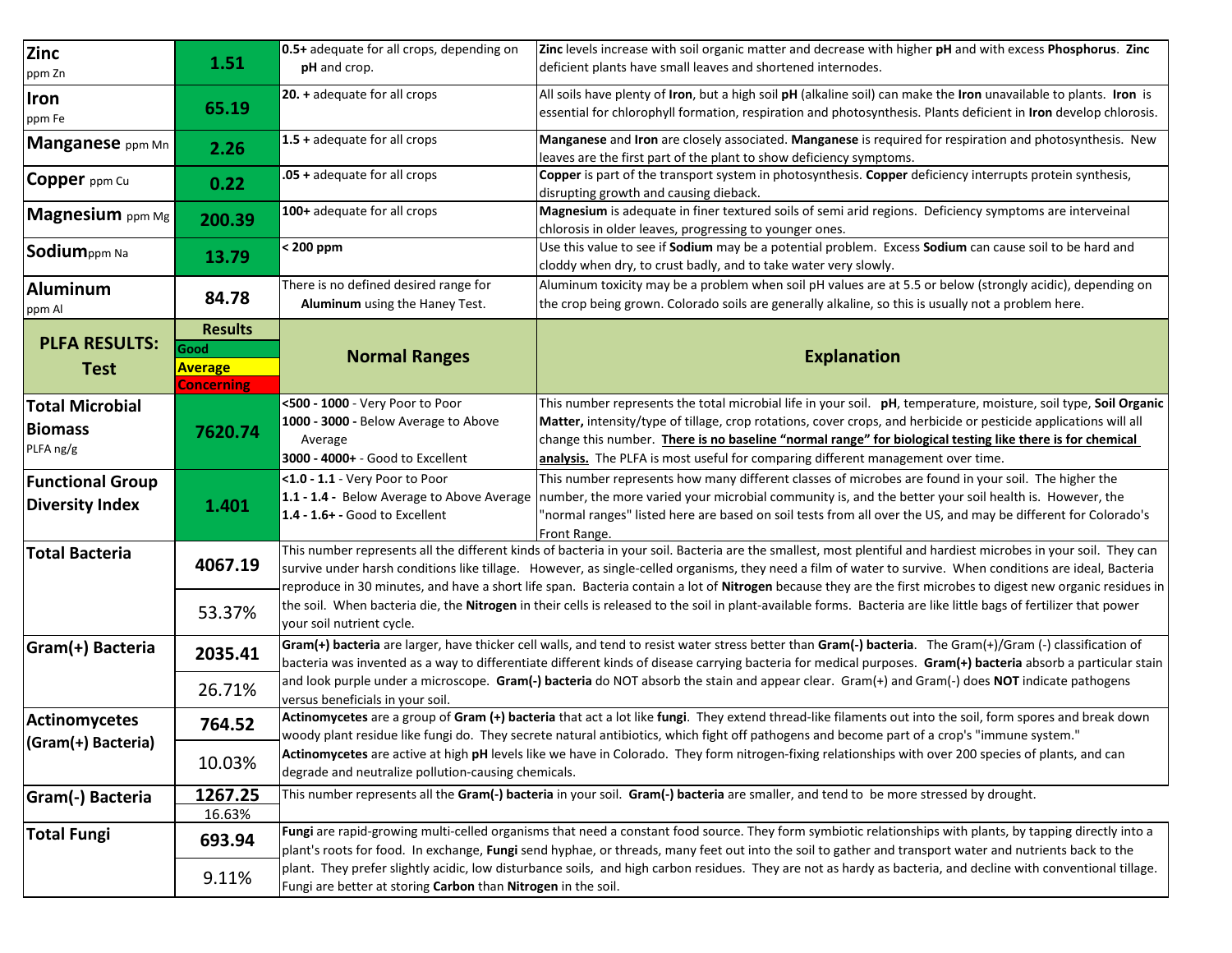| | | | |
|---|---|---|---|
| **Zinc** ppm Zn | 1.51 | **0.5+** adequate for all crops, depending on **pH** and crop. | **Zinc** levels increase with soil organic matter and decrease with higher **pH** and with excess **Phosphorus**. **Zinc** deficient plants have small leaves and shortened internodes. |
| **Iron** ppm Fe | 65.19 | **20. +** adequate for all crops | All soils have plenty of **Iron**, but a high soil **pH** (alkaline soil) can make the **Iron** unavailable to plants. **Iron** is essential for chlorophyll formation, respiration and photosynthesis. Plants deficient in **Iron** develop chlorosis. |
| **Manganese** ppm Mn | 2.26 | **1.5 +** adequate for all crops | **Manganese** and **Iron** are closely associated. **Manganese** is required for respiration and photosynthesis. New leaves are the first part of the plant to show deficiency symptoms. |
| **Copper** ppm Cu | 0.22 | **.05 +** adequate for all crops | **Copper** is part of the transport system in photosynthesis. **Copper** deficiency interrupts protein synthesis, disrupting growth and causing dieback. |
| **Magnesium** ppm Mg | 200.39 | **100+** adequate for all crops | **Magnesium** is adequate in finer textured soils of semi arid regions. Deficiency symptoms are interveinal chlorosis in older leaves, progressing to younger ones. |
| **Sodium** ppm Na | 13.79 | **< 200 ppm** | Use this value to see if **Sodium** may be a potential problem. Excess **Sodium** can cause soil to be hard and cloddy when dry, to crust badly, and to take water very slowly. |
| **Aluminum** ppm Al | 84.78 | There is no defined desired range for **Aluminum** using the Haney Test. | Aluminum toxicity may be a problem when soil pH values are at 5.5 or below (strongly acidic), depending on the crop being grown. Colorado soils are generally alkaline, so this is usually not a problem here. |

| **PLFA RESULTS: Test** | **Results** (Good / Average / Concerning) | **Normal Ranges** | **Explanation** |
|---|---|---|---|
| **Total Microbial Biomass** PLFA ng/g | 7620.74 | **<500 - 1000** - Very Poor to Poor<br>**1000 - 3000 -** Below Average to Above Average<br>**3000 - 4000+** - Good to Excellent | This number represents the total microbial life in your soil. **pH**, temperature, moisture, soil type, **Soil Organic Matter,** intensity/type of tillage, crop rotations, cover crops, and herbicide or pesticide applications will all change this number. **There is no baseline "normal range" for biological testing like there is for chemical analysis.** The PLFA is most useful for comparing different management over time. |
| **Functional Group Diversity Index** | 1.401 | **<1.0 - 1.1** - Very Poor to Poor<br>**1.1 - 1.4 -** Below Average to Above Average<br>**1.4 - 1.6+** - Good to Excellent | This number represents how many different classes of microbes are found in your soil. The higher the number, the more varied your microbial community is, and the better your soil health is. However, the "normal ranges" listed here are based on soil tests from all over the US, and may be different for Colorado's Front Range. |
| **Total Bacteria** | 4067.19<br>53.37% | This number represents all the different kinds of bacteria in your soil. Bacteria are the smallest, most plentiful and hardiest microbes in your soil. They can survive under harsh conditions like tillage. However, as single-celled organisms, they need a film of water to survive. When conditions are ideal, Bacteria reproduce in 30 minutes, and have a short life span. Bacteria contain a lot of **Nitrogen** because they are the first microbes to digest new organic residues in the soil. When bacteria die, the **Nitrogen** in their cells is released to the soil in plant-available forms. Bacteria are like little bags of fertilizer that power your soil nutrient cycle. | |
| **Gram(+) Bacteria** | 2035.41<br>26.71% | **Gram(+) bacteria** are larger, have thicker cell walls, and tend to resist water stress better than **Gram(-) bacteria**. The Gram(+)/Gram (-) classification of bacteria was invented as a way to differentiate different kinds of disease carrying bacteria for medical purposes. **Gram(+) bacteria** absorb a particular stain and look purple under a microscope. **Gram(-) bacteria** do NOT absorb the stain and appear clear. Gram(+) and Gram(-) does **NOT** indicate pathogens versus beneficials in your soil. | |
| **Actinomycetes (Gram(+) Bacteria)** | 764.52<br>10.03% | **Actinomycetes** are a group of **Gram (+) bacteria** that act a lot like **fungi**. They extend thread-like filaments out into the soil, form spores and break down woody plant residue like fungi do. They secrete natural antibiotics, which fight off pathogens and become part of a crop's "immune system." **Actinomycetes** are active at high **pH** levels like we have in Colorado. They form nitrogen-fixing relationships with over 200 species of plants, and can degrade and neutralize pollution-causing chemicals. | |
| **Gram(-) Bacteria** | 1267.25<br>16.63% | This number represents all the **Gram(-) bacteria** in your soil. **Gram(-) bacteria** are smaller, and tend to be more stressed by drought. | |
| **Total Fungi** | 693.94<br>9.11% | **Fungi** are rapid-growing multi-celled organisms that need a constant food source. They form symbiotic relationships with plants, by tapping directly into a plant's roots for food. In exchange, **Fungi** send hyphae, or threads, many feet out into the soil to gather and transport water and nutrients back to the plant. They prefer slightly acidic, low disturbance soils, and high carbon residues. They are not as hardy as bacteria, and decline with conventional tillage. Fungi are better at storing **Carbon** than **Nitrogen** in the soil. | |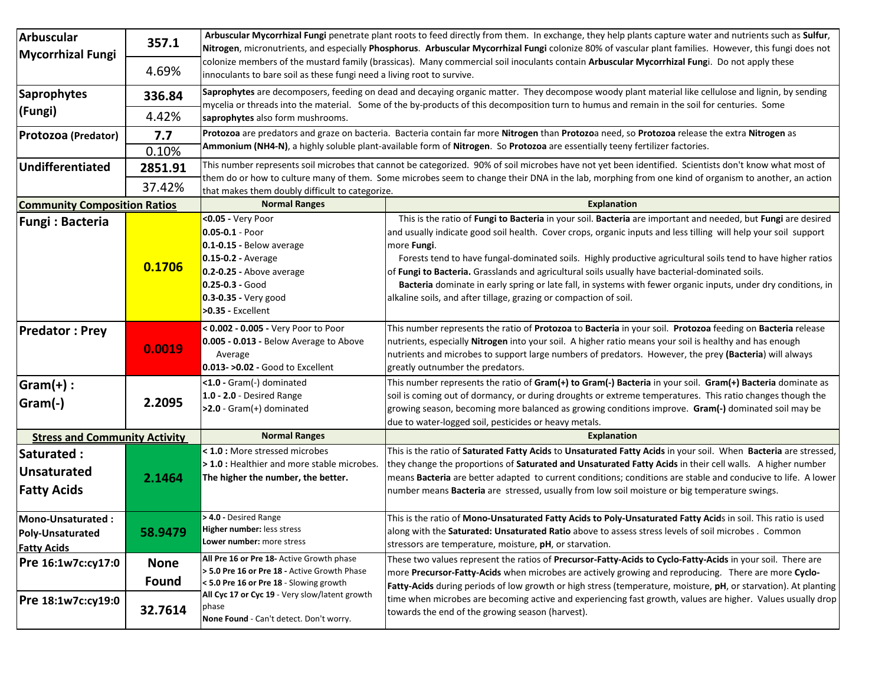| | | |
|---|---|---|
| **Arbuscular Mycorrhizal Fungi** | **357.1**<br>4.69% | **Arbuscular Mycorrhizal Fungi** penetrate plant roots to feed directly from them. In exchange, they help plants capture water and nutrients such as **Sulfur**, **Nitrogen**, micronutrients, and especially **Phosphorus**. **Arbuscular Mycorrhizal Fungi** colonize 80% of vascular plant families. However, this fungi does not colonize members of the mustard family (brassicas). Many commercial soil inoculants contain **Arbuscular Mycorrhizal Fung**i. Do not apply these innoculants to bare soil as these fungi need a living root to survive. |
| **Saprophytes (Fungi)** | **336.84**<br>4.42% | **Saprophytes** are decomposers, feeding on dead and decaying organic matter. They decompose woody plant material like cellulose and lignin, by sending mycelia or threads into the material. Some of the by-products of this decomposition turn to humus and remain in the soil for centuries. Some **saprophytes** also form mushrooms. |
| **Protozoa (Predator)** | **7.7**<br>0.10% | **Protozoa** are predators and graze on bacteria. Bacteria contain far more **Nitrogen** than **Protozo**a need, so **Protozoa** release the extra **Nitrogen** as **Ammonium (NH4-N)**, a highly soluble plant-available form of **Nitrogen**. So **Protozoa** are essentially teeny fertilizer factories. |
| **Undifferentiated** | **2851.91**<br>37.42% | This number represents soil microbes that cannot be categorized. 90% of soil microbes have not yet been identified. Scientists don't know what most of them do or how to culture many of them. Some microbes seem to change their DNA in the lab, morphing from one kind of organism to another, an action that makes them doubly difficult to categorize. |

| **Community Composition Ratios** | | **Normal Ranges** | **Explanation** |
|---|---|---|---|
| **Fungi : Bacteria** | **0.1706** | **<0.05** - Very Poor<br>**0.05-0.1** - Poor<br>**0.1-0.15** - Below average<br>**0.15-0.2** - Average<br>**0.2-0.25** - Above average<br>**0.25-0.3** - Good<br>**0.3-0.35** - Very good<br>**>0.35** - Excellent | This is the ratio of **Fungi to Bacteria** in your soil. **Bacteria** are important and needed, but **Fungi** are desired and usually indicate good soil health. Cover crops, organic inputs and less tilling will help your soil support more **Fungi**.<br>Forests tend to have fungal-dominated soils. Highly productive agricultural soils tend to have higher ratios of **Fungi to Bacteria.** Grasslands and agricultural soils usually have bacterial-dominated soils.<br>**Bacteria** dominate in early spring or late fall, in systems with fewer organic inputs, under dry conditions, in alkaline soils, and after tillage, grazing or compaction of soil. |
| **Predator : Prey** | **0.0019** | **< 0.002 - 0.005 -** Very Poor to Poor<br>**0.005 - 0.013 -** Below Average to Above Average<br>**0.013- >0.02 -** Good to Excellent | This number represents the ratio of **Protozoa** to **Bacteria** in your soil. **Protozoa** feeding on **Bacteria** release nutrients, especially **Nitrogen** into your soil. A higher ratio means your soil is healthy and has enough nutrients and microbes to support large numbers of predators. However, the prey **(Bacteria**) will always greatly outnumber the predators. |
| **Gram(+) : Gram(-)** | **2.2095** | **<1.0 -** Gram(-) dominated<br>**1.0 - 2.0** - Desired Range<br>**>2.0** - Gram(+) dominated | This number represents the ratio of **Gram(+) to Gram(-) Bacteria** in your soil. **Gram(+) Bacteria** dominate as soil is coming out of dormancy, or during droughts or extreme temperatures. This ratio changes though the growing season, becoming more balanced as growing conditions improve. **Gram(-)** dominated soil may be due to water-logged soil, pesticides or heavy metals. |

| **Stress and Community Activity** | | **Normal Ranges** | **Explanation** |
|---|---|---|---|
| **Saturated : Unsaturated Fatty Acids** | **2.1464** | **< 1.0 :** More stressed microbes<br>**> 1.0 :** Healthier and more stable microbes.<br>**The higher the number, the better.** | This is the ratio of **Saturated Fatty Acids** to **Unsaturated Fatty Acids** in your soil. When **Bacteria** are stressed, they change the proportions of **Saturated and Unsaturated Fatty Acids** in their cell walls. A higher number means **Bacteria** are better adapted to current conditions; conditions are stable and conducive to life. A lower number means **Bacteria** are stressed, usually from low soil moisture or big temperature swings. |
| **Mono-Unsaturated : Poly-Unsaturated Fatty Acids** | **58.9479** | **> 4.0 -** Desired Range<br>**Higher number:** less stress<br>**Lower number:** more stress | This is the ratio of **Mono-Unsaturated Fatty Acids to Poly-Unsaturated Fatty Acid**s in soil. This ratio is used along with the **Saturated: Unsaturated Ratio** above to assess stress levels of soil microbes . Common stressors are temperature, moisture, **pH**, or starvation. |
| **Pre 16:1w7c:cy17:0** | **None Found** | **All Pre 16 or Pre 18-** Active Growth phase<br>**> 5.0 Pre 16 or Pre 18 -** Active Growth Phase<br>**< 5.0 Pre 16 or Pre 18** - Slowing growth<br>**All Cyc 17 or Cyc 19** - Very slow/latent growth phase<br>**None Found** - Can't detect. Don't worry. | These two values represent the ratios of **Precursor-Fatty-Acids to Cyclo-Fatty-Acids** in your soil. There are more **Precursor-Fatty-Acids** when microbes are actively growing and reproducing. There are more **Cyclo-Fatty-Acids** during periods of low growth or high stress (temperature, moisture, **pH**, or starvation). At planting time when microbes are becoming active and experiencing fast growth, values are higher. Values usually drop towards the end of the growing season (harvest). |
| **Pre 18:1w7c:cy19:0** | **32.7614** | | |